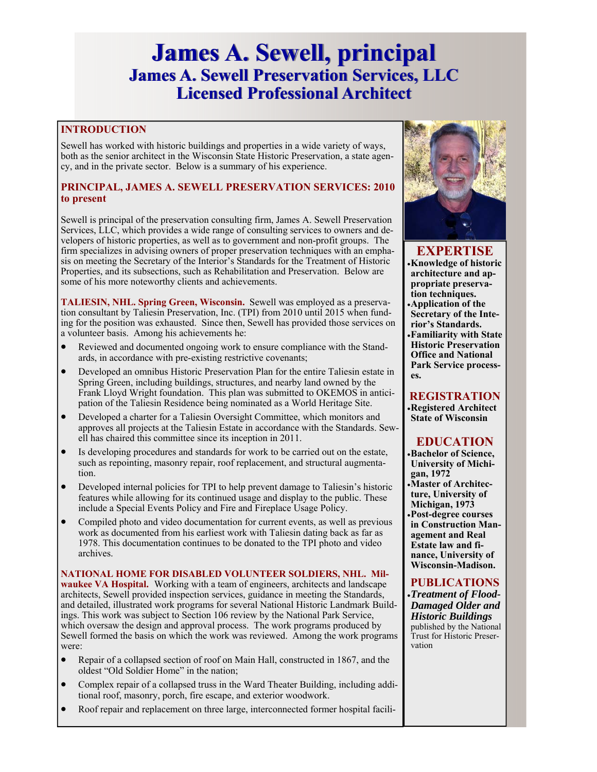# James A. Sewell, principal
## James A. Sewell Preservation Services, LLC
## Licensed Professional Architect

### INTRODUCTION

Sewell has worked with historic buildings and properties in a wide variety of ways, both as the senior architect in the Wisconsin State Historic Preservation, a state agency, and in the private sector. Below is a summary of his experience.

### PRINCIPAL, JAMES A. SEWELL PRESERVATION SERVICES: 2010 to present

Sewell is principal of the preservation consulting firm, James A. Sewell Preservation Services, LLC, which provides a wide range of consulting services to owners and developers of historic properties, as well as to government and non-profit groups. The firm specializes in advising owners of proper preservation techniques with an emphasis on meeting the Secretary of the Interior's Standards for the Treatment of Historic Properties, and its subsections, such as Rehabilitation and Preservation. Below are some of his more noteworthy clients and achievements.

**TALIESIN, NHL. Spring Green, Wisconsin.** Sewell was employed as a preservation consultant by Taliesin Preservation, Inc. (TPI) from 2010 until 2015 when funding for the position was exhausted. Since then, Sewell has provided those services on a volunteer basis. Among his achievements he:

- Reviewed and documented ongoing work to ensure compliance with the Standards, in accordance with pre-existing restrictive covenants;
- Developed an omnibus Historic Preservation Plan for the entire Taliesin estate in Spring Green, including buildings, structures, and nearby land owned by the Frank Lloyd Wright foundation. This plan was submitted to OKEMOS in anticipation of the Taliesin Residence being nominated as a World Heritage Site.
- Developed a charter for a Taliesin Oversight Committee, which monitors and approves all projects at the Taliesin Estate in accordance with the Standards. Sewell has chaired this committee since its inception in 2011.
- Is developing procedures and standards for work to be carried out on the estate, such as repointing, masonry repair, roof replacement, and structural augmentation.
- Developed internal policies for TPI to help prevent damage to Taliesin's historic features while allowing for its continued usage and display to the public. These include a Special Events Policy and Fire and Fireplace Usage Policy.
- Compiled photo and video documentation for current events, as well as previous work as documented from his earliest work with Taliesin dating back as far as 1978. This documentation continues to be donated to the TPI photo and video archives.

**NATIONAL HOME FOR DISABLED VOLUNTEER SOLDIERS, NHL. Milwaukee VA Hospital.** Working with a team of engineers, architects and landscape architects, Sewell provided inspection services, guidance in meeting the Standards, and detailed, illustrated work programs for several National Historic Landmark Buildings. This work was subject to Section 106 review by the National Park Service, which oversaw the design and approval process. The work programs produced by Sewell formed the basis on which the work was reviewed. Among the work programs were:

- Repair of a collapsed section of roof on Main Hall, constructed in 1867, and the oldest "Old Soldier Home" in the nation;
- Complex repair of a collapsed truss in the Ward Theater Building, including additional roof, masonry, porch, fire escape, and exterior woodwork.
- Roof repair and replacement on three large, interconnected former hospital facili-

### EXPERTISE

- **Knowledge of historic architecture and appropriate preservation techniques.**
- **Application of the Secretary of the Interior's Standards.**
- **Familiarity with State Historic Preservation Office and National Park Service processes.**

### REGISTRATION

- **Registered Architect State of Wisconsin**

### EDUCATION

- **Bachelor of Science, University of Michigan, 1972**
- **Master of Architecture, University of Michigan, 1973**
- **Post-degree courses in Construction Management and Real Estate law and finance, University of Wisconsin-Madison.**

### PUBLICATIONS

- ***Treatment of Flood-Damaged Older and Historic Buildings*** published by the National Trust for Historic Preservation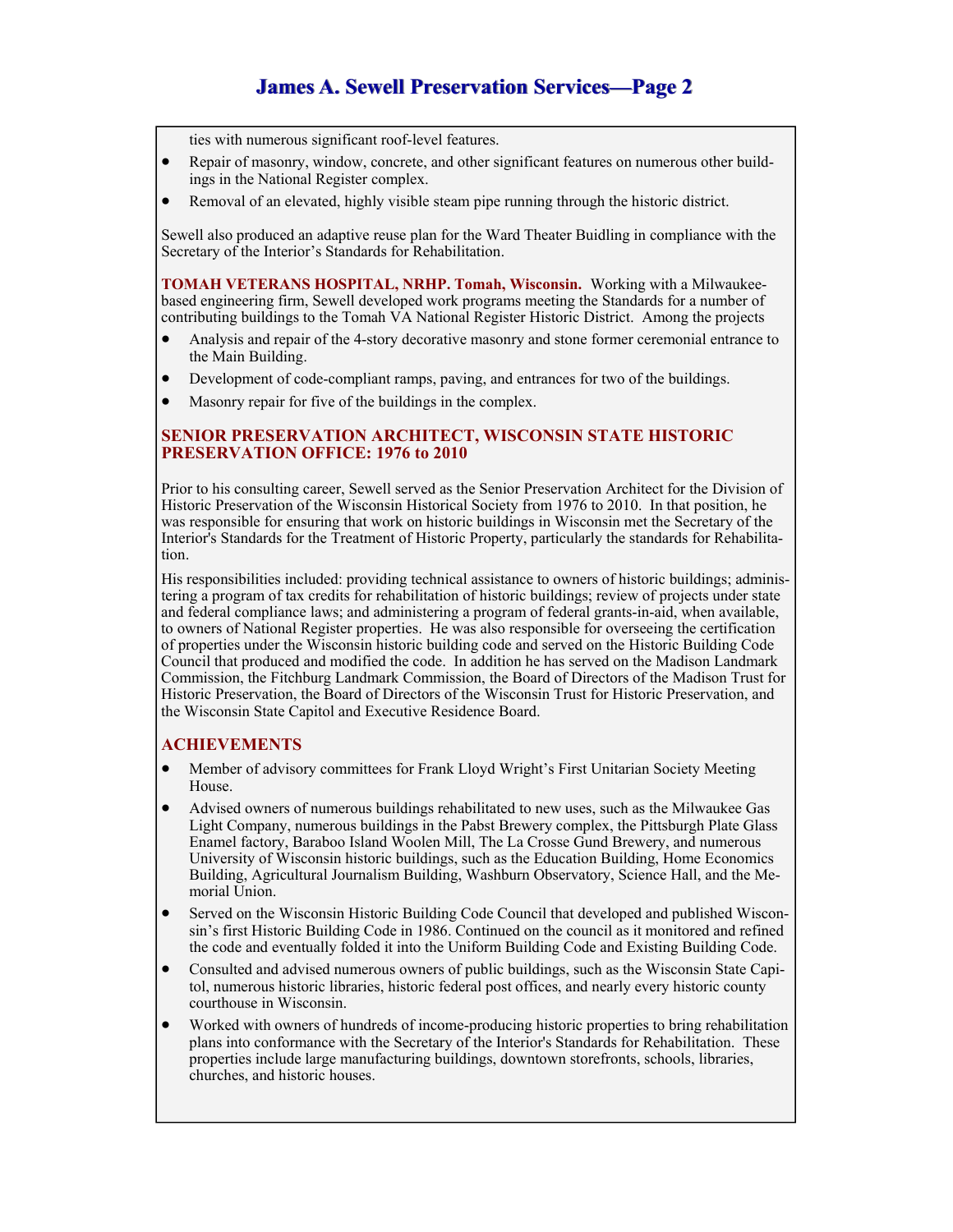ties with numerous significant roof-level features.

- Repair of masonry, window, concrete, and other significant features on numerous other buildings in the National Register complex.
- Removal of an elevated, highly visible steam pipe running through the historic district.

Sewell also produced an adaptive reuse plan for the Ward Theater Buidling in compliance with the Secretary of the Interior's Standards for Rehabilitation.

**TOMAH VETERANS HOSPITAL, NRHP. Tomah, Wisconsin.** Working with a Milwaukee-based engineering firm, Sewell developed work programs meeting the Standards for a number of contributing buildings to the Tomah VA National Register Historic District. Among the projects

- Analysis and repair of the 4-story decorative masonry and stone former ceremonial entrance to the Main Building.
- Development of code-compliant ramps, paving, and entrances for two of the buildings.
- Masonry repair for five of the buildings in the complex.

## SENIOR PRESERVATION ARCHITECT, WISCONSIN STATE HISTORIC PRESERVATION OFFICE: 1976 to 2010

Prior to his consulting career, Sewell served as the Senior Preservation Architect for the Division of Historic Preservation of the Wisconsin Historical Society from 1976 to 2010. In that position, he was responsible for ensuring that work on historic buildings in Wisconsin met the Secretary of the Interior's Standards for the Treatment of Historic Property, particularly the standards for Rehabilitation.

His responsibilities included: providing technical assistance to owners of historic buildings; administering a program of tax credits for rehabilitation of historic buildings; review of projects under state and federal compliance laws; and administering a program of federal grants-in-aid, when available, to owners of National Register properties. He was also responsible for overseeing the certification of properties under the Wisconsin historic building code and served on the Historic Building Code Council that produced and modified the code. In addition he has served on the Madison Landmark Commission, the Fitchburg Landmark Commission, the Board of Directors of the Madison Trust for Historic Preservation, the Board of Directors of the Wisconsin Trust for Historic Preservation, and the Wisconsin State Capitol and Executive Residence Board.

## ACHIEVEMENTS

- Member of advisory committees for Frank Lloyd Wright's First Unitarian Society Meeting House.
- Advised owners of numerous buildings rehabilitated to new uses, such as the Milwaukee Gas Light Company, numerous buildings in the Pabst Brewery complex, the Pittsburgh Plate Glass Enamel factory, Baraboo Island Woolen Mill, The La Crosse Gund Brewery, and numerous University of Wisconsin historic buildings, such as the Education Building, Home Economics Building, Agricultural Journalism Building, Washburn Observatory, Science Hall, and the Memorial Union.
- Served on the Wisconsin Historic Building Code Council that developed and published Wisconsin's first Historic Building Code in 1986. Continued on the council as it monitored and refined the code and eventually folded it into the Uniform Building Code and Existing Building Code.
- Consulted and advised numerous owners of public buildings, such as the Wisconsin State Capitol, numerous historic libraries, historic federal post offices, and nearly every historic county courthouse in Wisconsin.
- Worked with owners of hundreds of income-producing historic properties to bring rehabilitation plans into conformance with the Secretary of the Interior's Standards for Rehabilitation. These properties include large manufacturing buildings, downtown storefronts, schools, libraries, churches, and historic houses.